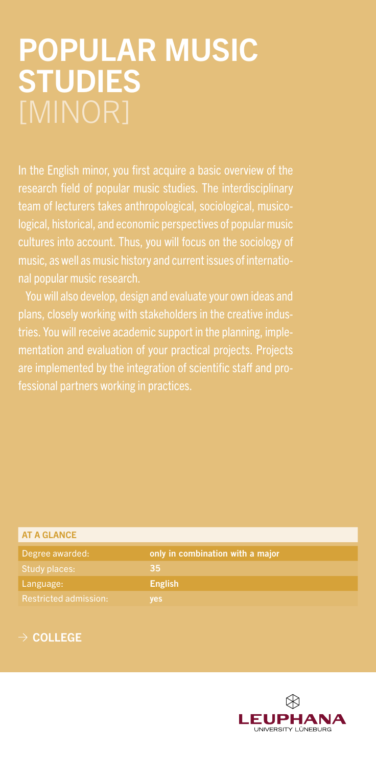# POPULAR MUSIC STUDIES [MINOR]

In the English minor, you first acquire a basic overview of the research field of popular music studies. The interdisciplinary team of lecturers takes anthropological, sociological, musicological, historical, and economic perspectives of popular music cultures into account. Thus, you will focus on the sociology of music, as well as music history and current issues of international popular music research.

You will also develop, design and evaluate your own ideas and plans, closely working with stakeholders in the creative industries. You will receive academic support in the planning, implementation and evaluation of your practical projects. Projects are implemented by the integration of scientific staff and professional partners working in practices.

| AT A GLANCE | |
|---|---|
| Degree awarded: | **only in combination with a major** |
| Study places: | **35** |
| Language: | **English** |
| Restricted admission: | **yes** |

→ **COLLEGE**

LEUPHANA UNIVERSITY LÜNEBURG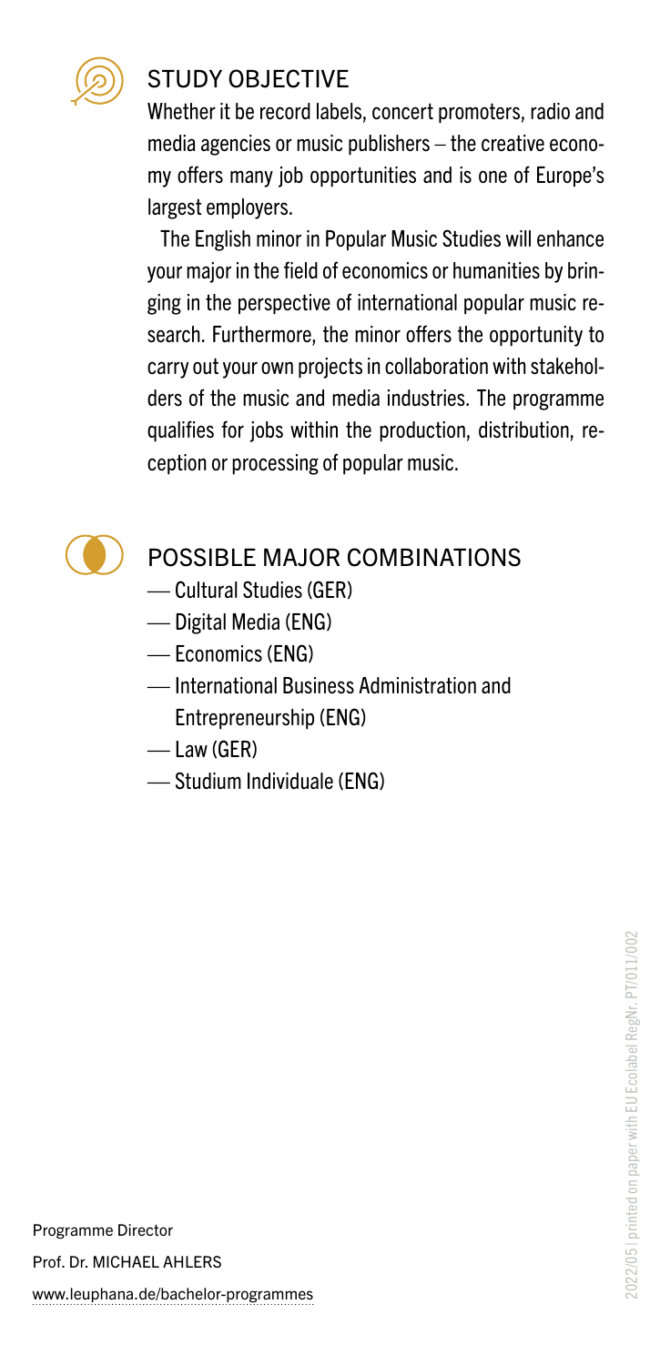## STUDY OBJECTIVE

Whether it be record labels, concert promoters, radio and media agencies or music publishers – the creative economy offers many job opportunities and is one of Europe's largest employers.

The English minor in Popular Music Studies will enhance your major in the field of economics or humanities by bringing in the perspective of international popular music research. Furthermore, the minor offers the opportunity to carry out your own projects in collaboration with stakeholders of the music and media industries. The programme qualifies for jobs within the production, distribution, reception or processing of popular music.

## POSSIBLE MAJOR COMBINATIONS

- Cultural Studies (GER)
- Digital Media (ENG)
- Economics (ENG)
- International Business Administration and Entrepreneurship (ENG)
- Law (GER)
- Studium Individuale (ENG)

Programme Director

Prof. Dr. MICHAEL AHLERS

www.leuphana.de/bachelor-programmes

2022/05 | printed on paper with EU Ecolabel RegNr. PT/011/002